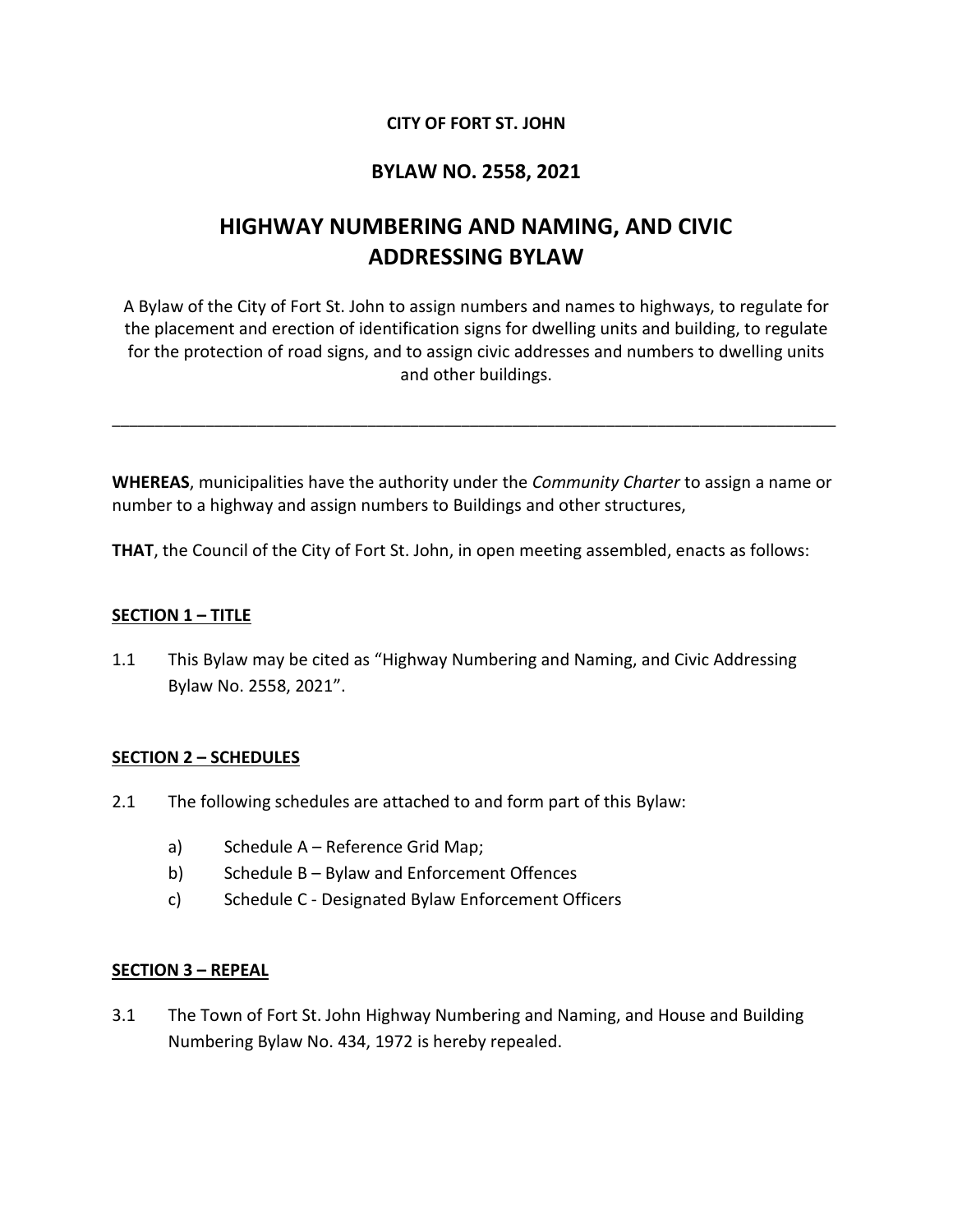**CITY OF FORT ST. JOHN**

**BYLAW NO. 2558, 2021**

# HIGHWAY NUMBERING AND NAMING, AND CIVIC ADDRESSING BYLAW

A Bylaw of the City of Fort St. John to assign numbers and names to highways, to regulate for the placement and erection of identification signs for dwelling units and building, to regulate for the protection of road signs, and to assign civic addresses and numbers to dwelling units and other buildings.

---

**WHEREAS**, municipalities have the authority under the *Community Charter* to assign a name or number to a highway and assign numbers to Buildings and other structures,

**THAT**, the Council of the City of Fort St. John, in open meeting assembled, enacts as follows:

## SECTION 1 – TITLE

1.1 This Bylaw may be cited as "Highway Numbering and Naming, and Civic Addressing Bylaw No. 2558, 2021".

## SECTION 2 – SCHEDULES

2.1 The following schedules are attached to and form part of this Bylaw:

a) Schedule A – Reference Grid Map;
b) Schedule B – Bylaw and Enforcement Offences
c) Schedule C - Designated Bylaw Enforcement Officers

## SECTION 3 – REPEAL

3.1 The Town of Fort St. John Highway Numbering and Naming, and House and Building Numbering Bylaw No. 434, 1972 is hereby repealed.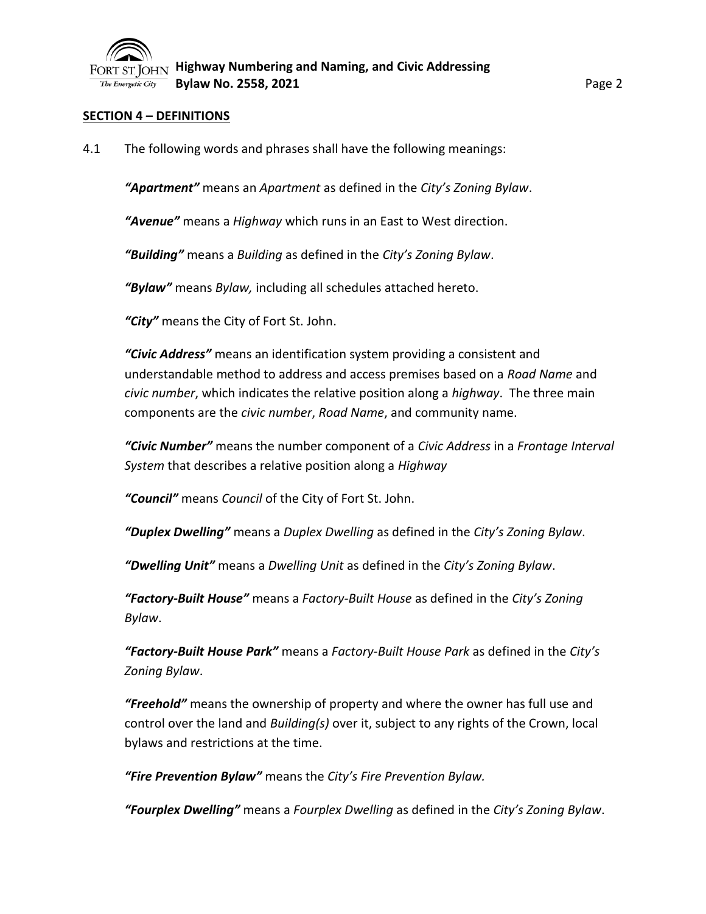## SECTION 4 – DEFINITIONS

4.1 The following words and phrases shall have the following meanings:

***"Apartment"*** means an *Apartment* as defined in the *City's Zoning Bylaw*.

***"Avenue"*** means a *Highway* which runs in an East to West direction.

***"Building"*** means a *Building* as defined in the *City's Zoning Bylaw*.

***"Bylaw"*** means *Bylaw,* including all schedules attached hereto.

***"City"*** means the City of Fort St. John.

***"Civic Address"*** means an identification system providing a consistent and understandable method to address and access premises based on a *Road Name* and *civic number*, which indicates the relative position along a *highway*. The three main components are the *civic number*, *Road Name*, and community name.

***"Civic Number"*** means the number component of a *Civic Address* in a *Frontage Interval System* that describes a relative position along a *Highway*

***"Council"*** means *Council* of the City of Fort St. John.

***"Duplex Dwelling"*** means a *Duplex Dwelling* as defined in the *City's Zoning Bylaw*.

***"Dwelling Unit"*** means a *Dwelling Unit* as defined in the *City's Zoning Bylaw*.

***"Factory-Built House"*** means a *Factory-Built House* as defined in the *City's Zoning Bylaw*.

***"Factory-Built House Park"*** means a *Factory-Built House Park* as defined in the *City's Zoning Bylaw*.

***"Freehold"*** means the ownership of property and where the owner has full use and control over the land and *Building(s)* over it, subject to any rights of the Crown, local bylaws and restrictions at the time.

***"Fire Prevention Bylaw"*** means the *City's Fire Prevention Bylaw.*

***"Fourplex Dwelling"*** means a *Fourplex Dwelling* as defined in the *City's Zoning Bylaw*.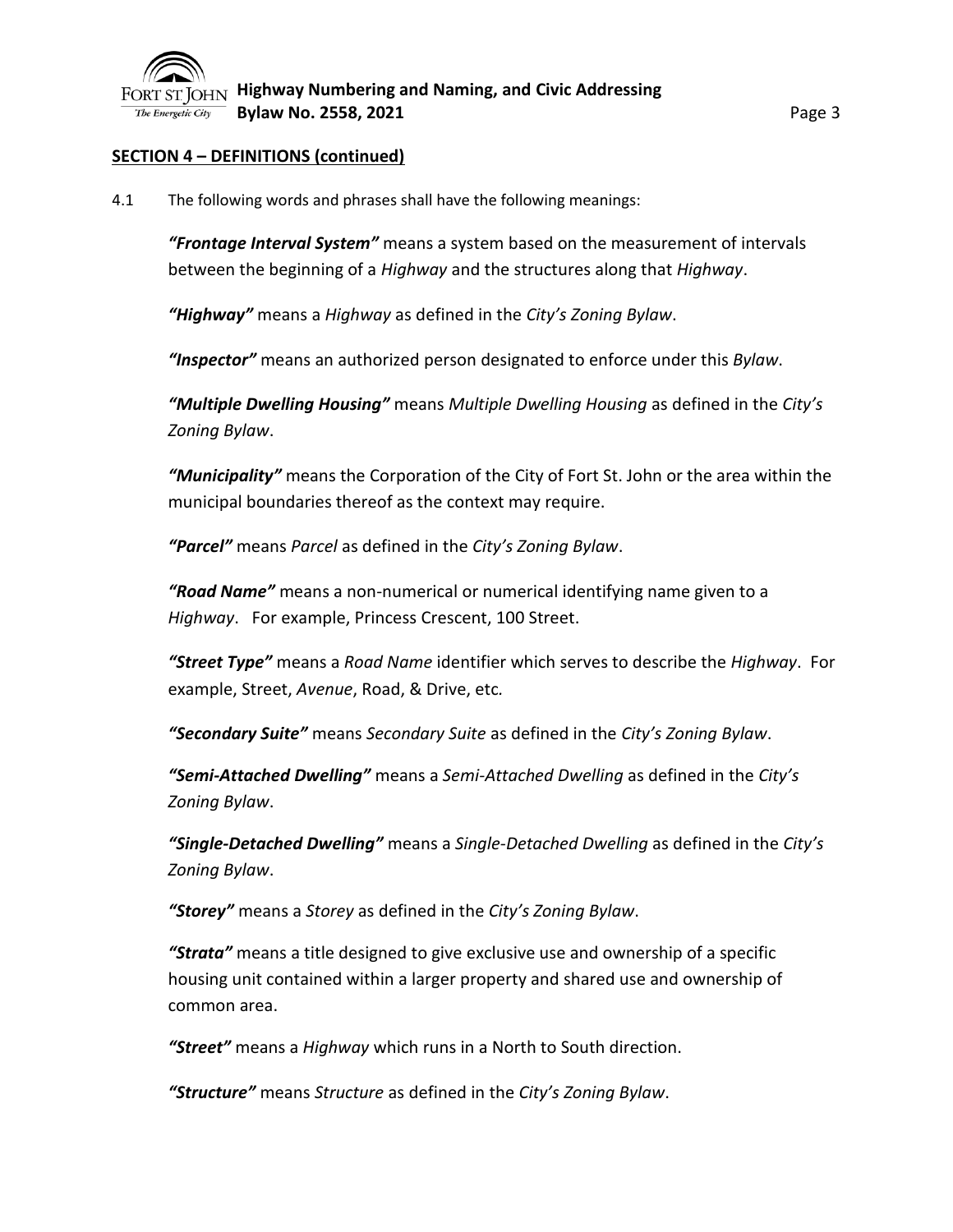## SECTION 4 – DEFINITIONS (continued)

4.1 The following words and phrases shall have the following meanings:

***"Frontage Interval System"*** means a system based on the measurement of intervals between the beginning of a *Highway* and the structures along that *Highway*.

***"Highway"*** means a *Highway* as defined in the *City's Zoning Bylaw*.

***"Inspector"*** means an authorized person designated to enforce under this *Bylaw*.

***"Multiple Dwelling Housing"*** means *Multiple Dwelling Housing* as defined in the *City's Zoning Bylaw*.

***"Municipality"*** means the Corporation of the City of Fort St. John or the area within the municipal boundaries thereof as the context may require.

***"Parcel"*** means *Parcel* as defined in the *City's Zoning Bylaw*.

***"Road Name"*** means a non-numerical or numerical identifying name given to a *Highway*. For example, Princess Crescent, 100 Street.

***"Street Type"*** means a *Road Name* identifier which serves to describe the *Highway*. For example, Street, *Avenue*, Road, & Drive, etc.

***"Secondary Suite"*** means *Secondary Suite* as defined in the *City's Zoning Bylaw*.

***"Semi-Attached Dwelling"*** means a *Semi-Attached Dwelling* as defined in the *City's Zoning Bylaw*.

***"Single-Detached Dwelling"*** means a *Single-Detached Dwelling* as defined in the *City's Zoning Bylaw*.

***"Storey"*** means a *Storey* as defined in the *City's Zoning Bylaw*.

***"Strata"*** means a title designed to give exclusive use and ownership of a specific housing unit contained within a larger property and shared use and ownership of common area.

***"Street"*** means a *Highway* which runs in a North to South direction.

***"Structure"*** means *Structure* as defined in the *City's Zoning Bylaw*.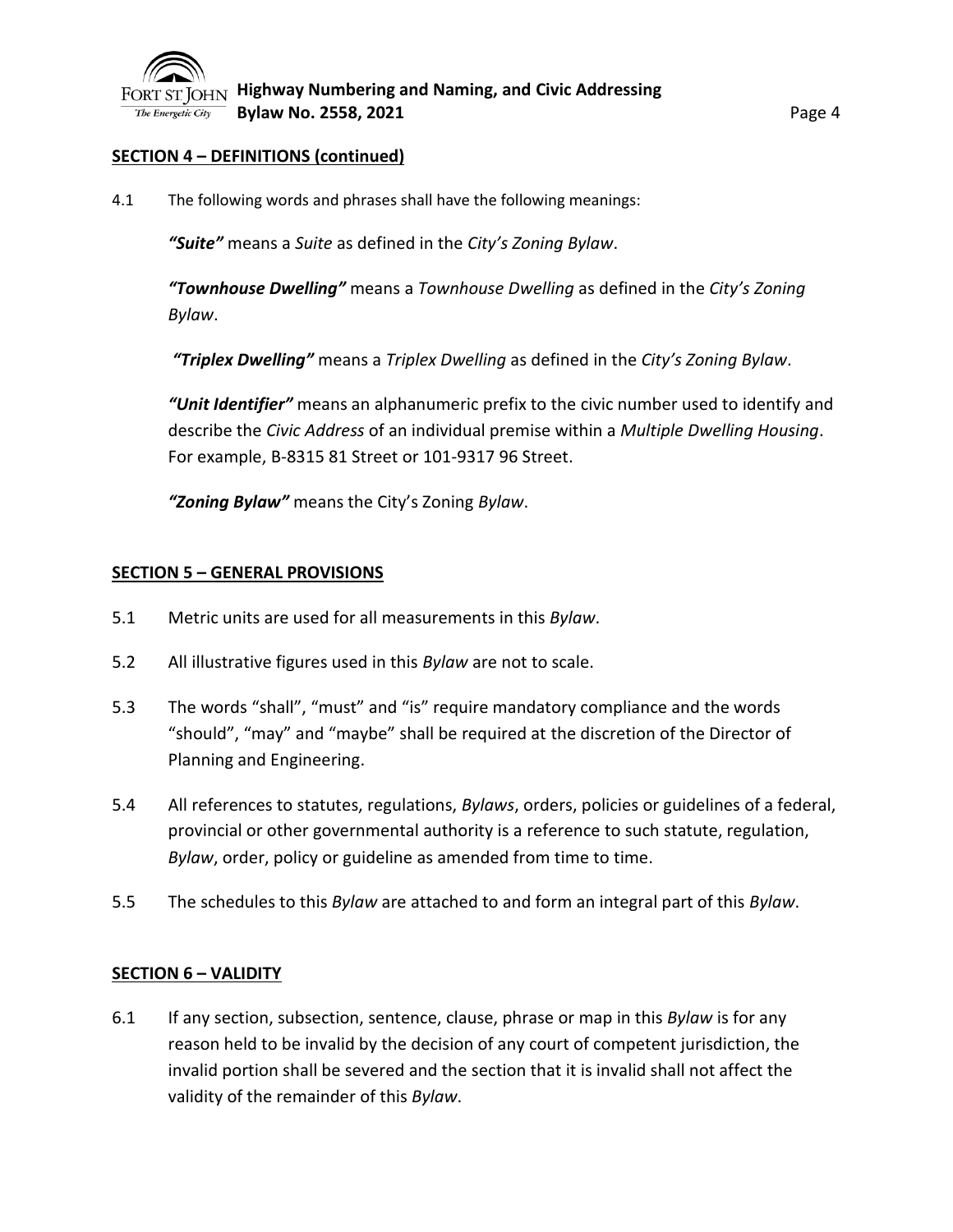## SECTION 4 – DEFINITIONS (continued)

4.1 The following words and phrases shall have the following meanings:

***"Suite"*** means a *Suite* as defined in the *City's Zoning Bylaw*.

***"Townhouse Dwelling"*** means a *Townhouse Dwelling* as defined in the *City's Zoning Bylaw*.

***"Triplex Dwelling"*** means a *Triplex Dwelling* as defined in the *City's Zoning Bylaw*.

***"Unit Identifier"*** means an alphanumeric prefix to the civic number used to identify and describe the *Civic Address* of an individual premise within a *Multiple Dwelling Housing*. For example, B-8315 81 Street or 101-9317 96 Street.

***"Zoning Bylaw"*** means the City's Zoning *Bylaw*.

## SECTION 5 – GENERAL PROVISIONS

5.1 Metric units are used for all measurements in this *Bylaw*.

5.2 All illustrative figures used in this *Bylaw* are not to scale.

5.3 The words "shall", "must" and "is" require mandatory compliance and the words "should", "may" and "maybe" shall be required at the discretion of the Director of Planning and Engineering.

5.4 All references to statutes, regulations, *Bylaws*, orders, policies or guidelines of a federal, provincial or other governmental authority is a reference to such statute, regulation, *Bylaw*, order, policy or guideline as amended from time to time.

5.5 The schedules to this *Bylaw* are attached to and form an integral part of this *Bylaw*.

## SECTION 6 – VALIDITY

6.1 If any section, subsection, sentence, clause, phrase or map in this *Bylaw* is for any reason held to be invalid by the decision of any court of competent jurisdiction, the invalid portion shall be severed and the section that it is invalid shall not affect the validity of the remainder of this *Bylaw*.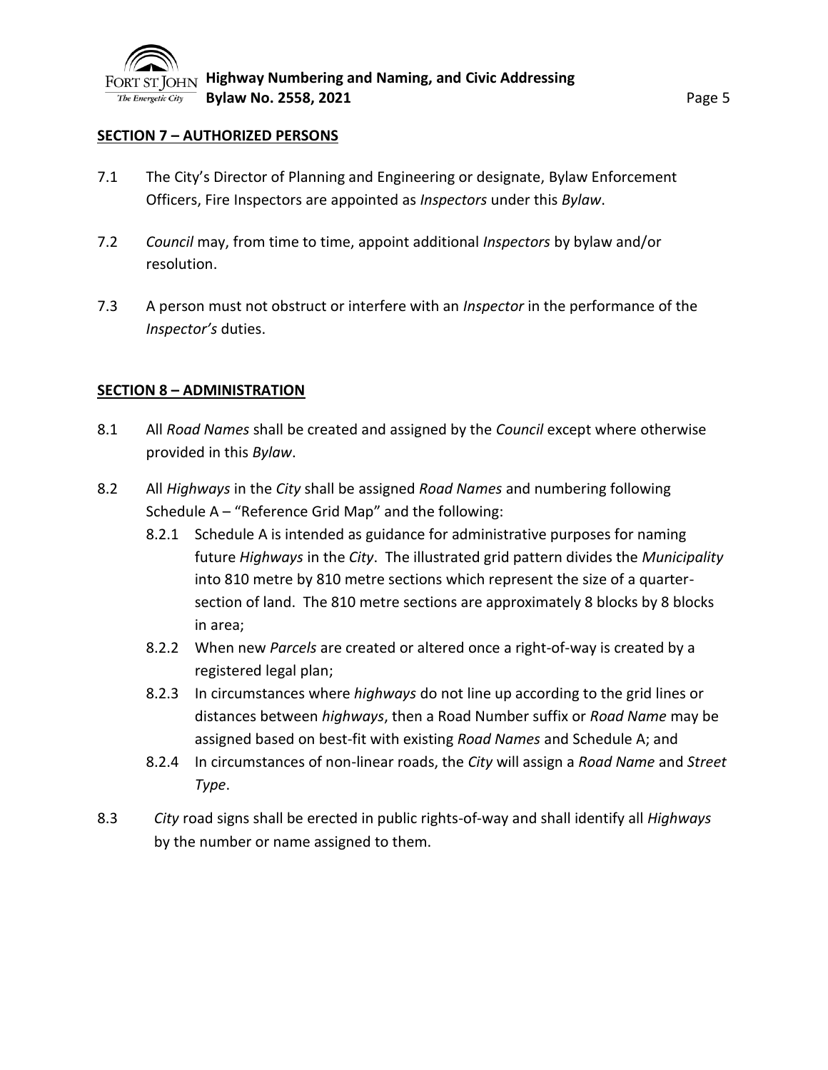## SECTION 7 – AUTHORIZED PERSONS

7.1 The City's Director of Planning and Engineering or designate, Bylaw Enforcement Officers, Fire Inspectors are appointed as *Inspectors* under this *Bylaw*.

7.2 *Council* may, from time to time, appoint additional *Inspectors* by bylaw and/or resolution.

7.3 A person must not obstruct or interfere with an *Inspector* in the performance of the *Inspector's* duties.

## SECTION 8 – ADMINISTRATION

8.1 All *Road Names* shall be created and assigned by the *Council* except where otherwise provided in this *Bylaw*.

8.2 All *Highways* in the *City* shall be assigned *Road Names* and numbering following Schedule A – "Reference Grid Map" and the following:

- 8.2.1 Schedule A is intended as guidance for administrative purposes for naming future *Highways* in the *City*. The illustrated grid pattern divides the *Municipality* into 810 metre by 810 metre sections which represent the size of a quarter-section of land. The 810 metre sections are approximately 8 blocks by 8 blocks in area;
- 8.2.2 When new *Parcels* are created or altered once a right-of-way is created by a registered legal plan;
- 8.2.3 In circumstances where *highways* do not line up according to the grid lines or distances between *highways*, then a Road Number suffix or *Road Name* may be assigned based on best-fit with existing *Road Names* and Schedule A; and
- 8.2.4 In circumstances of non-linear roads, the *City* will assign a *Road Name* and *Street Type*.

8.3 *City* road signs shall be erected in public rights-of-way and shall identify all *Highways* by the number or name assigned to them.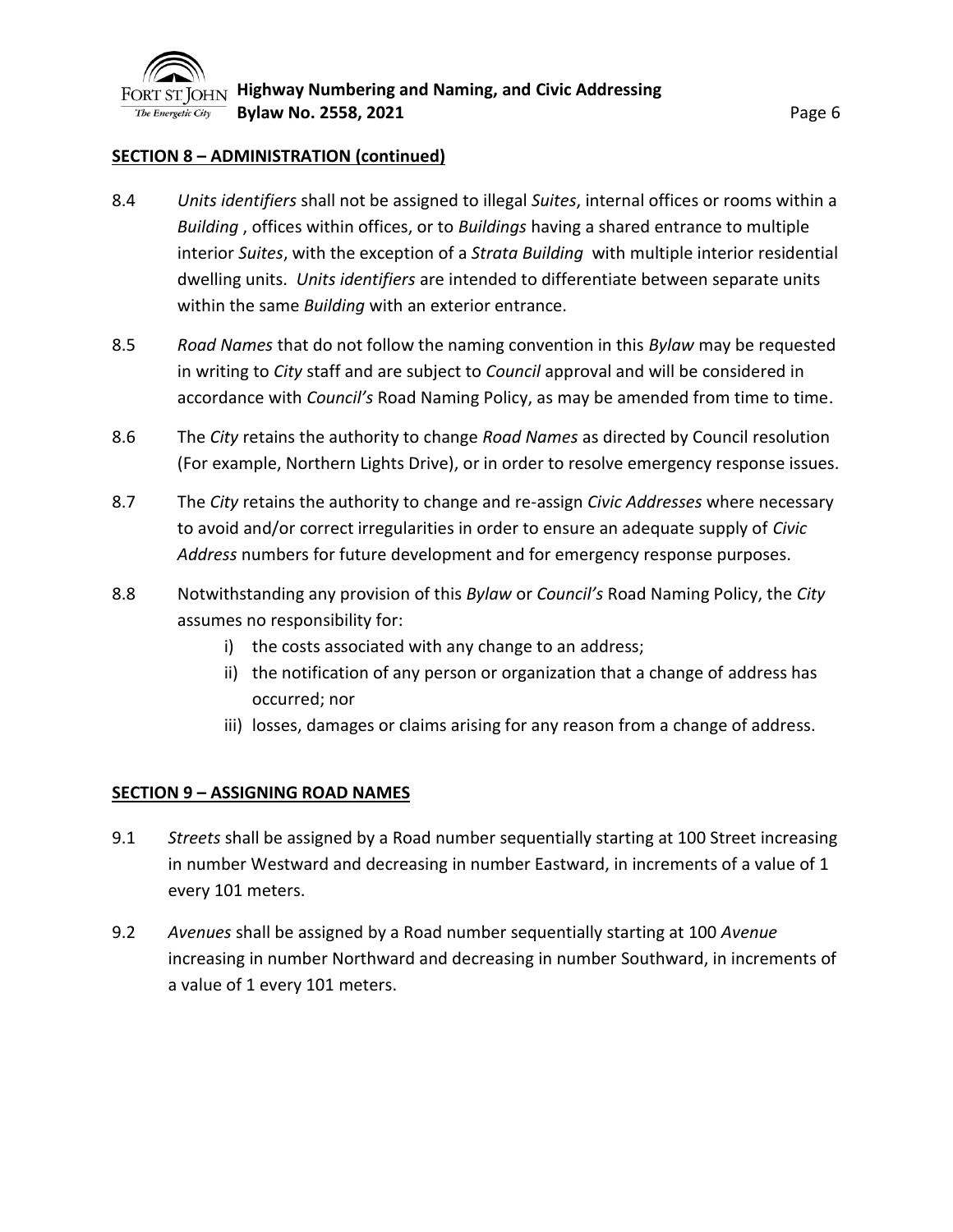**SECTION 8 – ADMINISTRATION (continued)**

8.4 *Units identifiers* shall not be assigned to illegal *Suites*, internal offices or rooms within a *Building* , offices within offices, or to *Buildings* having a shared entrance to multiple interior *Suites*, with the exception of a *Strata Building* with multiple interior residential dwelling units. *Units identifiers* are intended to differentiate between separate units within the same *Building* with an exterior entrance.

8.5 *Road Names* that do not follow the naming convention in this *Bylaw* may be requested in writing to *City* staff and are subject to *Council* approval and will be considered in accordance with *Council's* Road Naming Policy, as may be amended from time to time.

8.6 The *City* retains the authority to change *Road Names* as directed by Council resolution (For example, Northern Lights Drive), or in order to resolve emergency response issues.

8.7 The *City* retains the authority to change and re-assign *Civic Addresses* where necessary to avoid and/or correct irregularities in order to ensure an adequate supply of *Civic Address* numbers for future development and for emergency response purposes.

8.8 Notwithstanding any provision of this *Bylaw* or *Council's* Road Naming Policy, the *City* assumes no responsibility for:

  i) the costs associated with any change to an address;
  ii) the notification of any person or organization that a change of address has occurred; nor
  iii) losses, damages or claims arising for any reason from a change of address.

**SECTION 9 – ASSIGNING ROAD NAMES**

9.1 *Streets* shall be assigned by a Road number sequentially starting at 100 Street increasing in number Westward and decreasing in number Eastward, in increments of a value of 1 every 101 meters.

9.2 *Avenues* shall be assigned by a Road number sequentially starting at 100 *Avenue* increasing in number Northward and decreasing in number Southward, in increments of a value of 1 every 101 meters.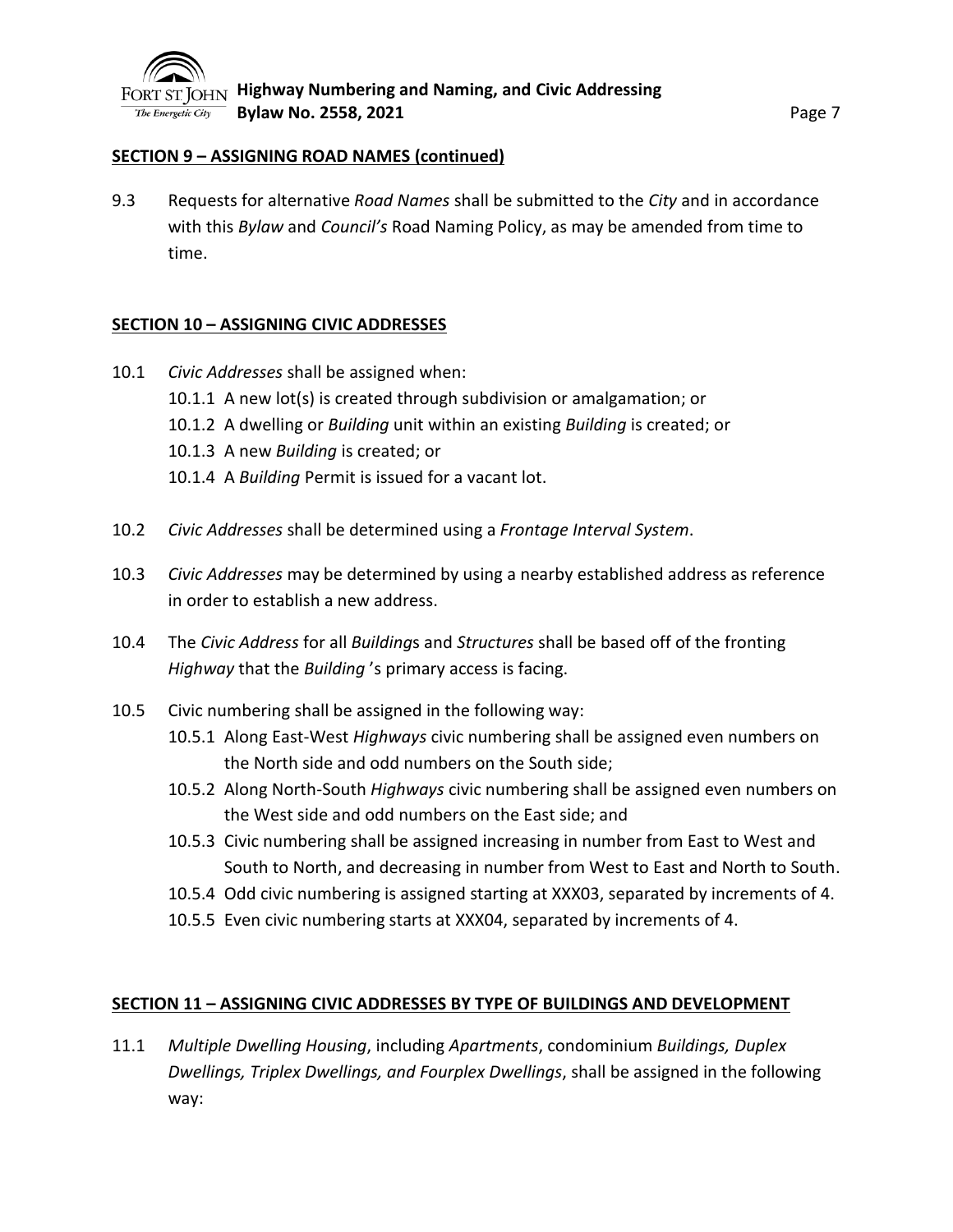**SECTION 9 – ASSIGNING ROAD NAMES (continued)**

9.3 Requests for alternative *Road Names* shall be submitted to the *City* and in accordance with this *Bylaw* and *Council's* Road Naming Policy, as may be amended from time to time.

**SECTION 10 – ASSIGNING CIVIC ADDRESSES**

10.1 *Civic Addresses* shall be assigned when:

- 10.1.1 A new lot(s) is created through subdivision or amalgamation; or
- 10.1.2 A dwelling or *Building* unit within an existing *Building* is created; or
- 10.1.3 A new *Building* is created; or
- 10.1.4 A *Building* Permit is issued for a vacant lot.

10.2 *Civic Addresses* shall be determined using a *Frontage Interval System*.

10.3 *Civic Addresses* may be determined by using a nearby established address as reference in order to establish a new address.

10.4 The *Civic Address* for all *Building*s and *Structures* shall be based off of the fronting *Highway* that the *Building*'s primary access is facing.

10.5 Civic numbering shall be assigned in the following way:

- 10.5.1 Along East-West *Highways* civic numbering shall be assigned even numbers on the North side and odd numbers on the South side;
- 10.5.2 Along North-South *Highways* civic numbering shall be assigned even numbers on the West side and odd numbers on the East side; and
- 10.5.3 Civic numbering shall be assigned increasing in number from East to West and South to North, and decreasing in number from West to East and North to South.
- 10.5.4 Odd civic numbering is assigned starting at XXX03, separated by increments of 4.
- 10.5.5 Even civic numbering starts at XXX04, separated by increments of 4.

**SECTION 11 – ASSIGNING CIVIC ADDRESSES BY TYPE OF BUILDINGS AND DEVELOPMENT**

11.1 *Multiple Dwelling Housing*, including *Apartments*, condominium *Buildings, Duplex Dwellings, Triplex Dwellings, and Fourplex Dwellings*, shall be assigned in the following way: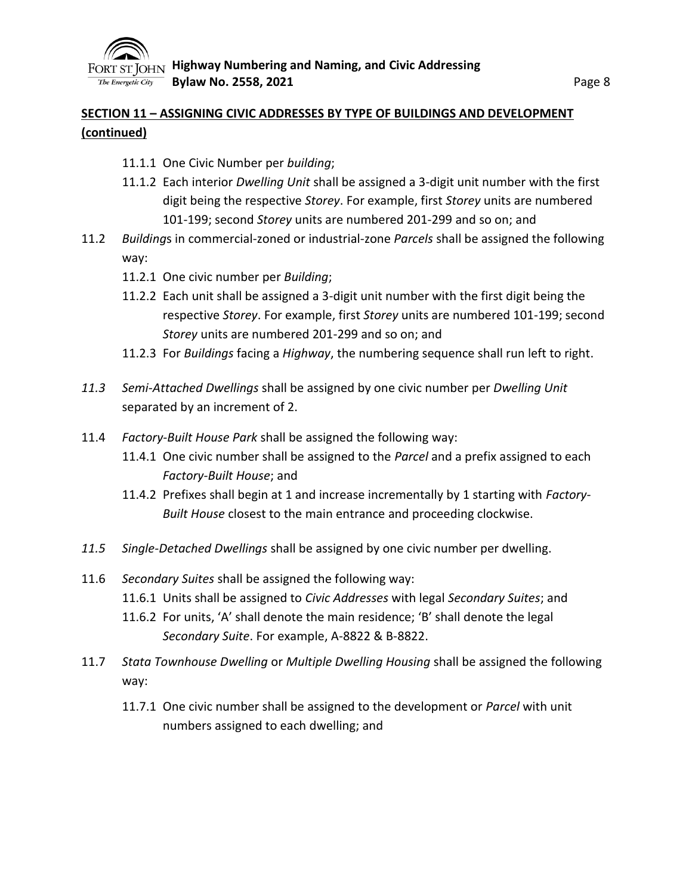**SECTION 11 – ASSIGNING CIVIC ADDRESSES BY TYPE OF BUILDINGS AND DEVELOPMENT (continued)**

- 11.1.1 One Civic Number per *building*;
- 11.1.2 Each interior *Dwelling Unit* shall be assigned a 3-digit unit number with the first digit being the respective *Storey*. For example, first *Storey* units are numbered 101-199; second *Storey* units are numbered 201-299 and so on; and

11.2 *Building*s in commercial-zoned or industrial-zone *Parcels* shall be assigned the following way:

- 11.2.1 One civic number per *Building*;
- 11.2.2 Each unit shall be assigned a 3-digit unit number with the first digit being the respective *Storey*. For example, first *Storey* units are numbered 101-199; second *Storey* units are numbered 201-299 and so on; and
- 11.2.3 For *Buildings* facing a *Highway*, the numbering sequence shall run left to right.

*11.3* *Semi-Attached Dwellings* shall be assigned by one civic number per *Dwelling Unit* separated by an increment of 2.

11.4 *Factory-Built House Park* shall be assigned the following way:

- 11.4.1 One civic number shall be assigned to the *Parcel* and a prefix assigned to each *Factory-Built House*; and
- 11.4.2 Prefixes shall begin at 1 and increase incrementally by 1 starting with *Factory-Built House* closest to the main entrance and proceeding clockwise.

*11.5* *Single-Detached Dwellings* shall be assigned by one civic number per dwelling.

11.6 *Secondary Suites* shall be assigned the following way:

- 11.6.1 Units shall be assigned to *Civic Addresses* with legal *Secondary Suites*; and
- 11.6.2 For units, 'A' shall denote the main residence; 'B' shall denote the legal *Secondary Suite*. For example, A-8822 & B-8822.

11.7 *Stata Townhouse Dwelling* or *Multiple Dwelling Housing* shall be assigned the following way:

- 11.7.1 One civic number shall be assigned to the development or *Parcel* with unit numbers assigned to each dwelling; and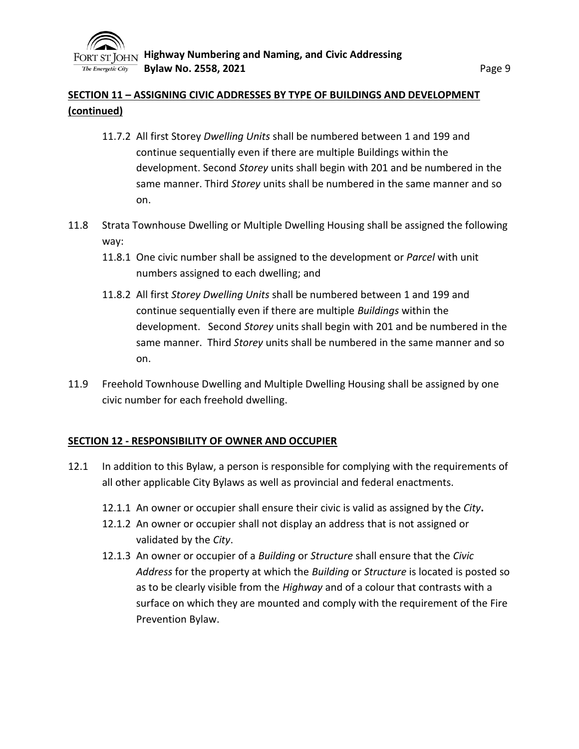## SECTION 11 – ASSIGNING CIVIC ADDRESSES BY TYPE OF BUILDINGS AND DEVELOPMENT (continued)

11.7.2 All first Storey *Dwelling Units* shall be numbered between 1 and 199 and continue sequentially even if there are multiple Buildings within the development. Second *Storey* units shall begin with 201 and be numbered in the same manner. Third *Storey* units shall be numbered in the same manner and so on.

11.8 Strata Townhouse Dwelling or Multiple Dwelling Housing shall be assigned the following way:

11.8.1 One civic number shall be assigned to the development or *Parcel* with unit numbers assigned to each dwelling; and

11.8.2 All first *Storey Dwelling Units* shall be numbered between 1 and 199 and continue sequentially even if there are multiple *Buildings* within the development. Second *Storey* units shall begin with 201 and be numbered in the same manner. Third *Storey* units shall be numbered in the same manner and so on.

11.9 Freehold Townhouse Dwelling and Multiple Dwelling Housing shall be assigned by one civic number for each freehold dwelling.

## SECTION 12 - RESPONSIBILITY OF OWNER AND OCCUPIER

12.1 In addition to this Bylaw, a person is responsible for complying with the requirements of all other applicable City Bylaws as well as provincial and federal enactments.

12.1.1 An owner or occupier shall ensure their civic is valid as assigned by the *City*.

12.1.2 An owner or occupier shall not display an address that is not assigned or validated by the *City*.

12.1.3 An owner or occupier of a *Building* or *Structure* shall ensure that the *Civic Address* for the property at which the *Building* or *Structure* is located is posted so as to be clearly visible from the *Highway* and of a colour that contrasts with a surface on which they are mounted and comply with the requirement of the Fire Prevention Bylaw.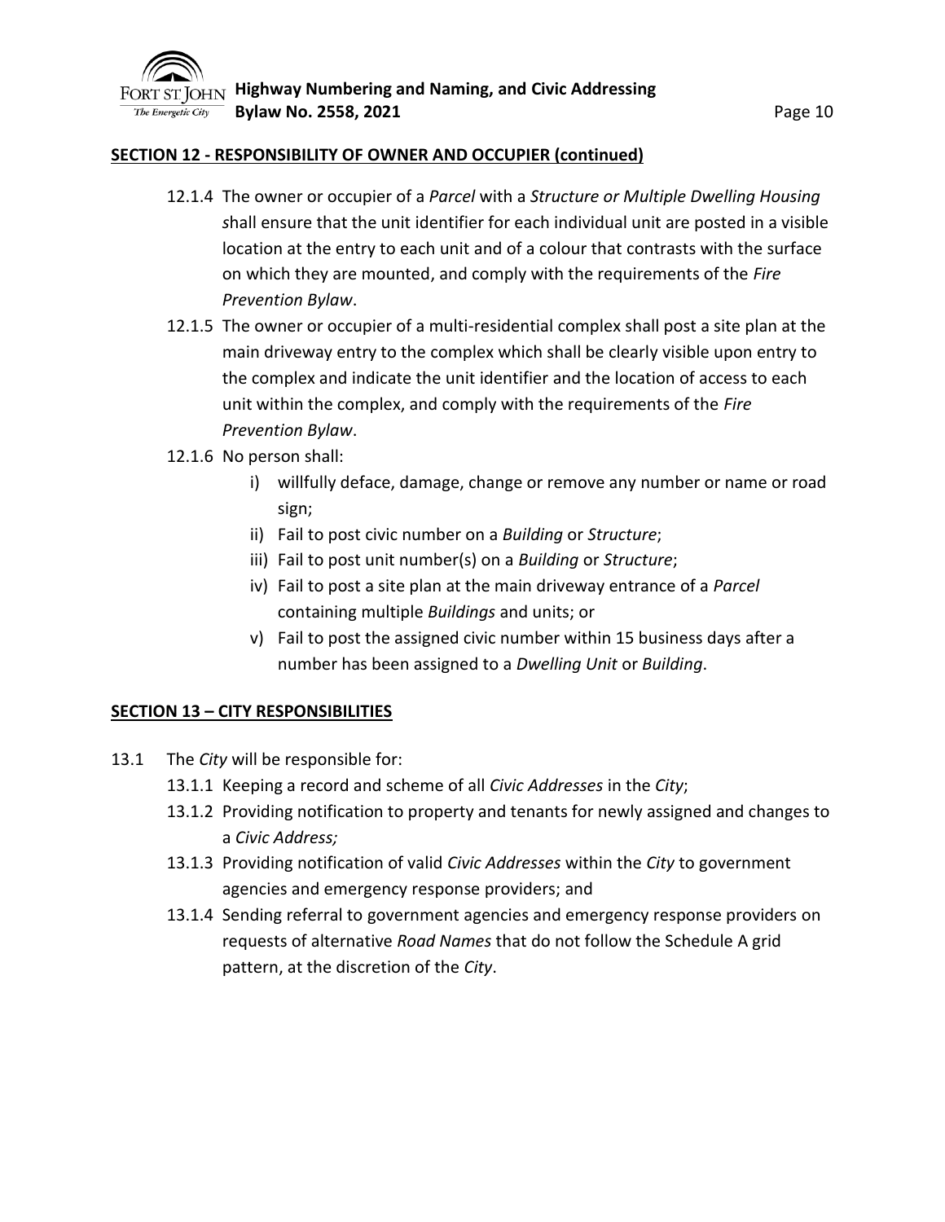## SECTION 12 - RESPONSIBILITY OF OWNER AND OCCUPIER (continued)

12.1.4 The owner or occupier of a *Parcel* with a *Structure or Multiple Dwelling Housing s*hall ensure that the unit identifier for each individual unit are posted in a visible location at the entry to each unit and of a colour that contrasts with the surface on which they are mounted, and comply with the requirements of the *Fire Prevention Bylaw*.

12.1.5 The owner or occupier of a multi-residential complex shall post a site plan at the main driveway entry to the complex which shall be clearly visible upon entry to the complex and indicate the unit identifier and the location of access to each unit within the complex, and comply with the requirements of the *Fire Prevention Bylaw*.

12.1.6 No person shall:

i) willfully deface, damage, change or remove any number or name or road sign;
ii) Fail to post civic number on a *Building* or *Structure*;
iii) Fail to post unit number(s) on a *Building* or *Structure*;
iv) Fail to post a site plan at the main driveway entrance of a *Parcel* containing multiple *Buildings* and units; or
v) Fail to post the assigned civic number within 15 business days after a number has been assigned to a *Dwelling Unit* or *Building*.

## SECTION 13 – CITY RESPONSIBILITIES

13.1 The *City* will be responsible for:

13.1.1 Keeping a record and scheme of all *Civic Addresses* in the *City*;

13.1.2 Providing notification to property and tenants for newly assigned and changes to a *Civic Address;*

13.1.3 Providing notification of valid *Civic Addresses* within the *City* to government agencies and emergency response providers; and

13.1.4 Sending referral to government agencies and emergency response providers on requests of alternative *Road Names* that do not follow the Schedule A grid pattern, at the discretion of the *City*.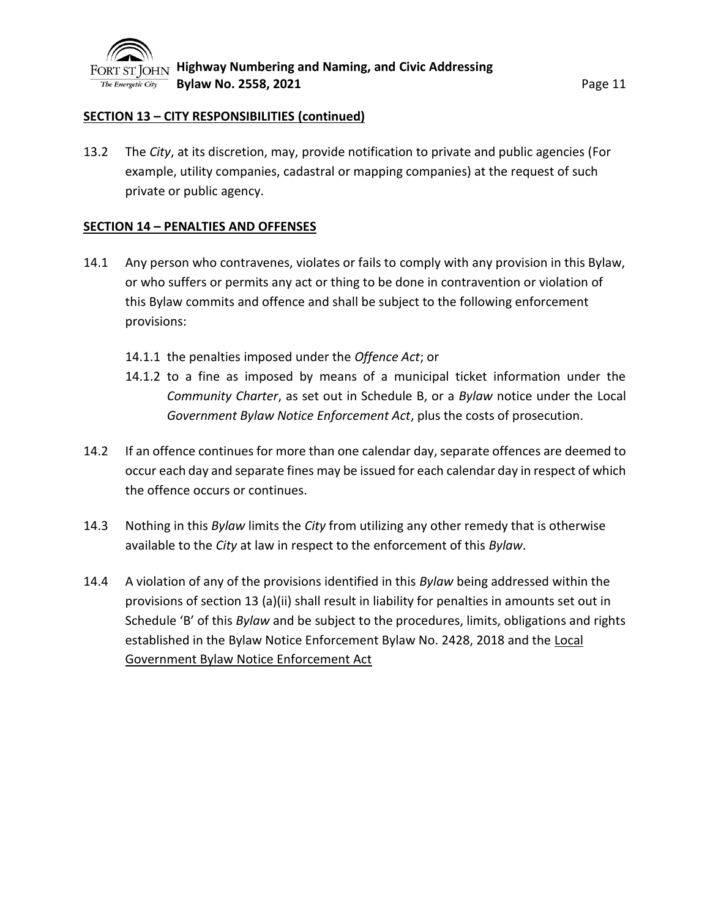## SECTION 13 – CITY RESPONSIBILITIES (continued)

13.2 The *City*, at its discretion, may, provide notification to private and public agencies (For example, utility companies, cadastral or mapping companies) at the request of such private or public agency.

## SECTION 14 – PENALTIES AND OFFENSES

14.1 Any person who contravenes, violates or fails to comply with any provision in this Bylaw, or who suffers or permits any act or thing to be done in contravention or violation of this Bylaw commits and offence and shall be subject to the following enforcement provisions:

14.1.1 the penalties imposed under the *Offence Act*; or

14.1.2 to a fine as imposed by means of a municipal ticket information under the *Community Charter*, as set out in Schedule B, or a *Bylaw* notice under the Local *Government Bylaw Notice Enforcement Act*, plus the costs of prosecution.

14.2 If an offence continues for more than one calendar day, separate offences are deemed to occur each day and separate fines may be issued for each calendar day in respect of which the offence occurs or continues.

14.3 Nothing in this *Bylaw* limits the *City* from utilizing any other remedy that is otherwise available to the *City* at law in respect to the enforcement of this *Bylaw*.

14.4 A violation of any of the provisions identified in this *Bylaw* being addressed within the provisions of section 13 (a)(ii) shall result in liability for penalties in amounts set out in Schedule 'B' of this *Bylaw* and be subject to the procedures, limits, obligations and rights established in the Bylaw Notice Enforcement Bylaw No. 2428, 2018 and the Local Government Bylaw Notice Enforcement Act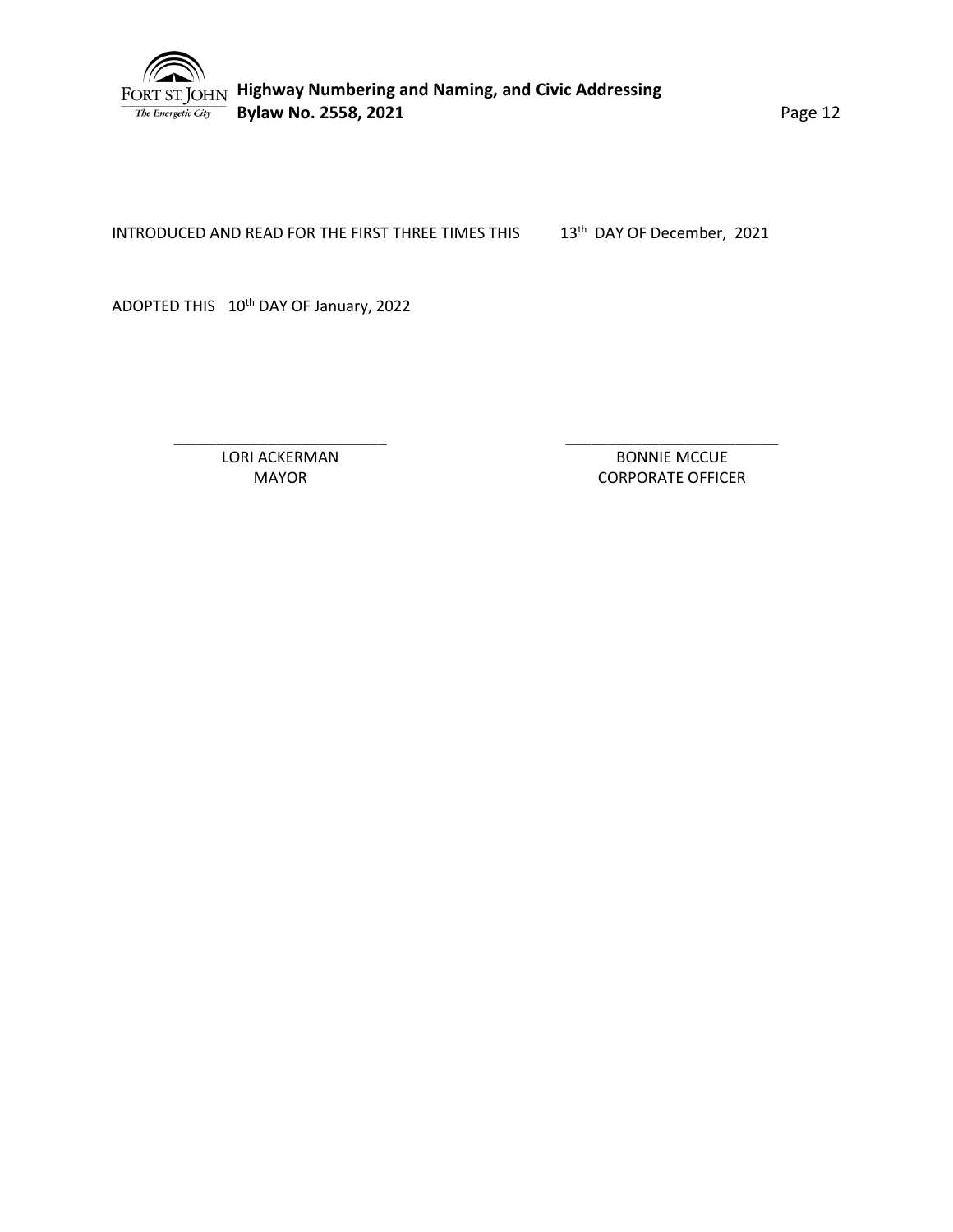INTRODUCED AND READ FOR THE FIRST THREE TIMES THIS 13th DAY OF December, 2021

ADOPTED THIS 10th DAY OF January, 2022

| _________________________ | _________________________ |
| --- | --- |
| LORI ACKERMAN | BONNIE MCCUE |
| MAYOR | CORPORATE OFFICER |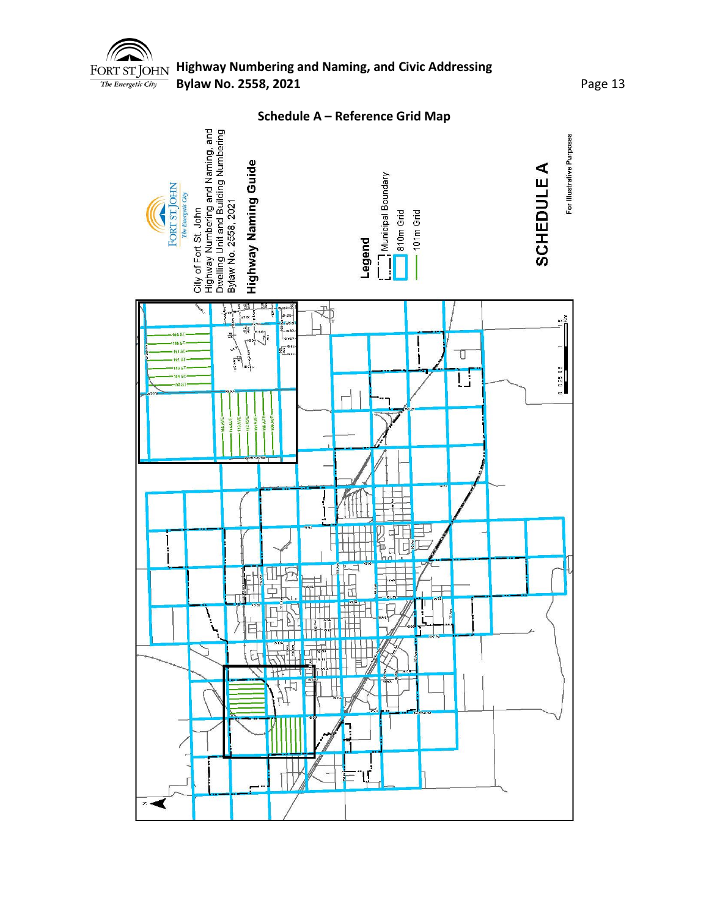## Schedule A – Reference Grid Map

City of Fort St. John
Highway Numbering and Naming, and Dwelling Unit and Building Numbering
Bylaw No. 2558, 2021

**Highway Naming Guide**

**Legend**

- Municipal Boundary
- 810m Grid
- 101m Grid

**SCHEDULE A**

For Illustrative Purposes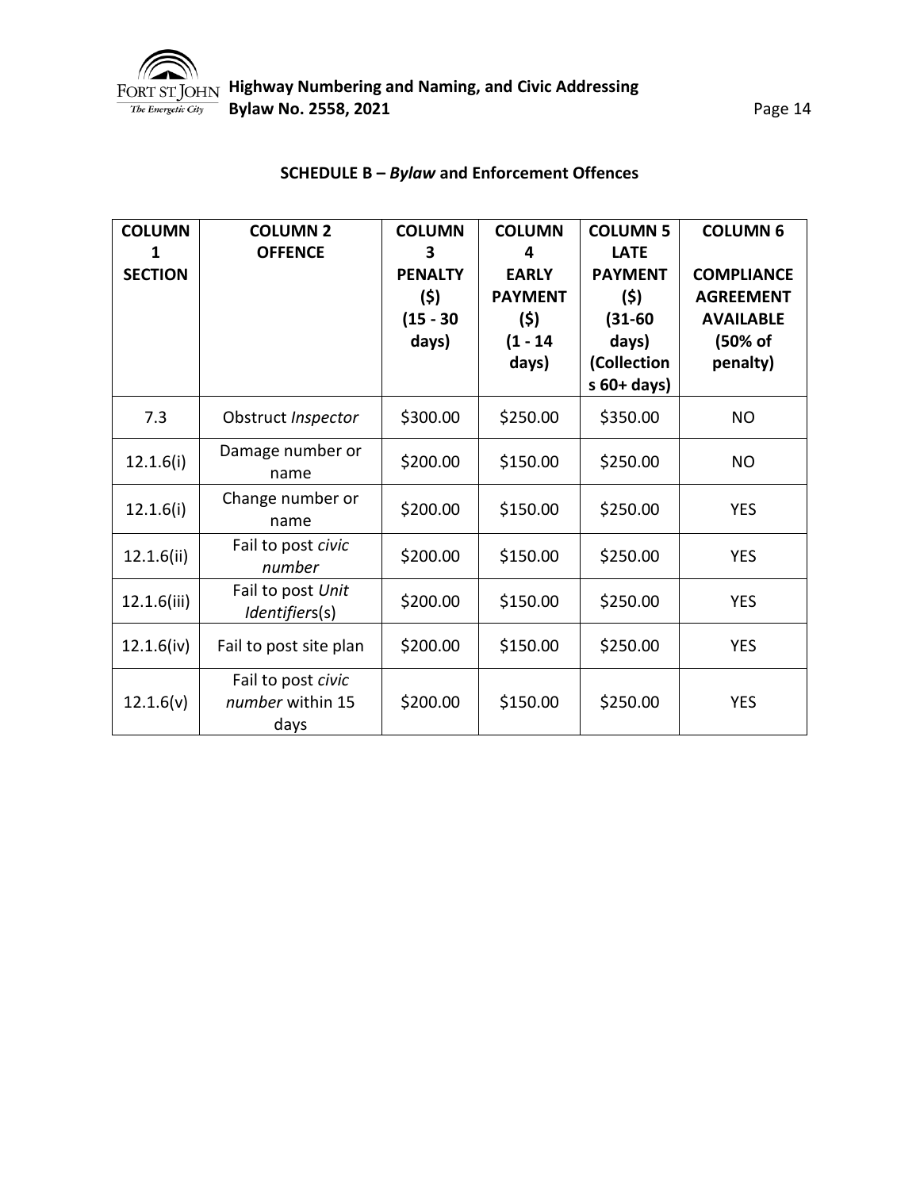## SCHEDULE B – *Bylaw* and Enforcement Offences

| COLUMN 1 SECTION | COLUMN 2 OFFENCE | COLUMN 3 PENALTY ($) (15 - 30 days) | COLUMN 4 EARLY PAYMENT ($) (1 - 14 days) | COLUMN 5 LATE PAYMENT ($) (31-60 days) (Collections 60+ days) | COLUMN 6 COMPLIANCE AGREEMENT AVAILABLE (50% of penalty) |
|---|---|---|---|---|---|
| 7.3 | Obstruct *Inspector* | $300.00 | $250.00 | $350.00 | NO |
| 12.1.6(i) | Damage number or name | $200.00 | $150.00 | $250.00 | NO |
| 12.1.6(i) | Change number or name | $200.00 | $150.00 | $250.00 | YES |
| 12.1.6(ii) | Fail to post *civic number* | $200.00 | $150.00 | $250.00 | YES |
| 12.1.6(iii) | Fail to post *Unit Identifiers*(s) | $200.00 | $150.00 | $250.00 | YES |
| 12.1.6(iv) | Fail to post site plan | $200.00 | $150.00 | $250.00 | YES |
| 12.1.6(v) | Fail to post *civic number* within 15 days | $200.00 | $150.00 | $250.00 | YES |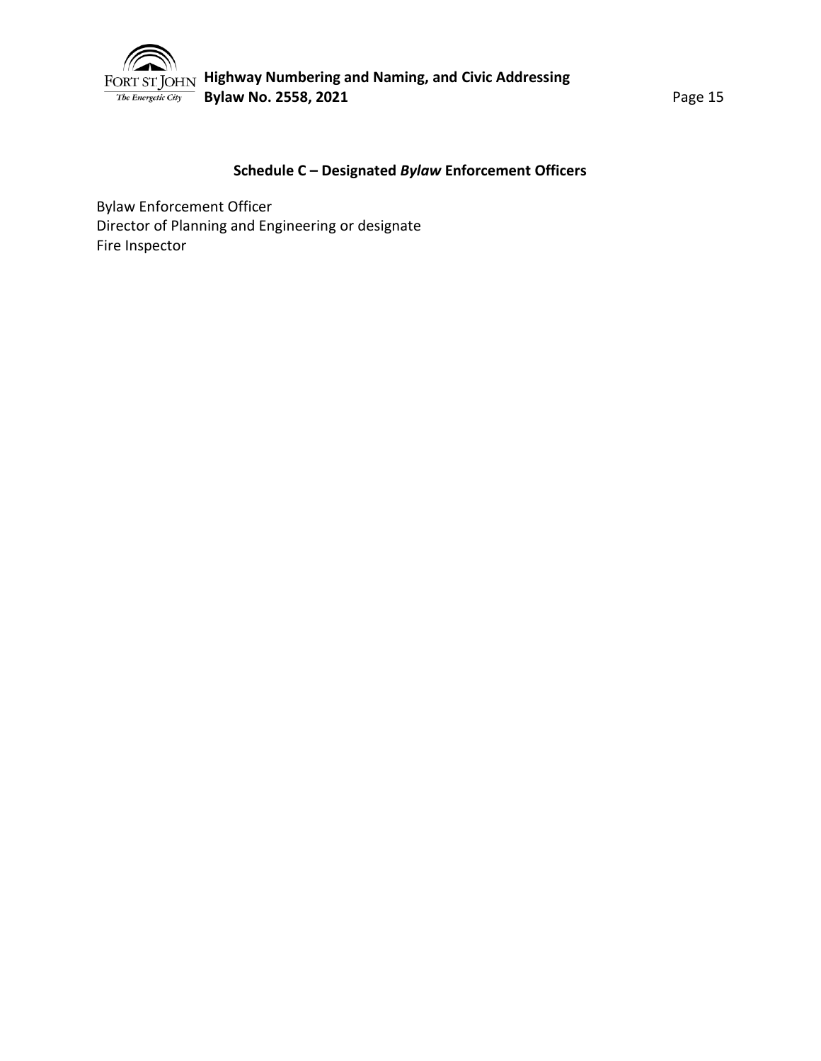## Schedule C – Designated *Bylaw* Enforcement Officers

Bylaw Enforcement Officer
Director of Planning and Engineering or designate
Fire Inspector